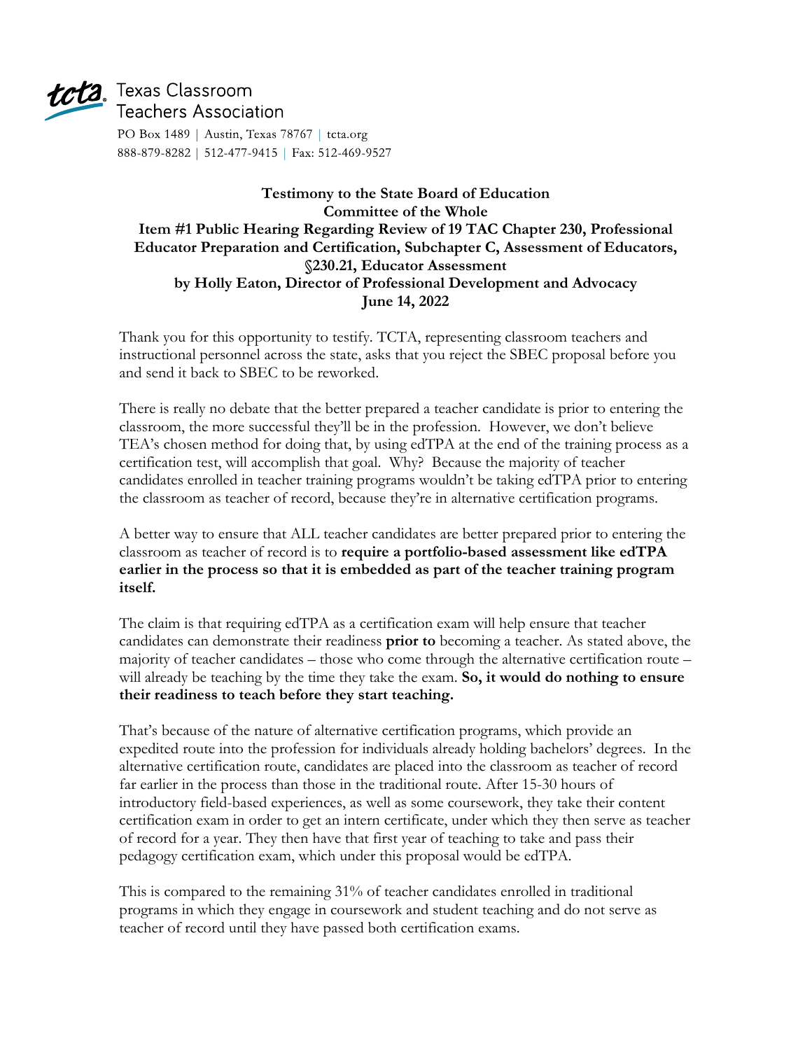Texas Classroom Teachers Association

PO Box 1489 | Austin, Texas 78767 | tcta.org
888-879-8282 | 512-477-9415 | Fax: 512-469-9527

**Testimony to the State Board of Education**
**Committee of the Whole**
**Item #1 Public Hearing Regarding Review of 19 TAC Chapter 230, Professional Educator Preparation and Certification, Subchapter C, Assessment of Educators, §230.21, Educator Assessment**
**by Holly Eaton, Director of Professional Development and Advocacy**
**June 14, 2022**

Thank you for this opportunity to testify. TCTA, representing classroom teachers and instructional personnel across the state, asks that you reject the SBEC proposal before you and send it back to SBEC to be reworked.

There is really no debate that the better prepared a teacher candidate is prior to entering the classroom, the more successful they'll be in the profession. However, we don't believe TEA's chosen method for doing that, by using edTPA at the end of the training process as a certification test, will accomplish that goal. Why? Because the majority of teacher candidates enrolled in teacher training programs wouldn't be taking edTPA prior to entering the classroom as teacher of record, because they're in alternative certification programs.

A better way to ensure that ALL teacher candidates are better prepared prior to entering the classroom as teacher of record is to **require a portfolio-based assessment like edTPA earlier in the process so that it is embedded as part of the teacher training program itself.**

The claim is that requiring edTPA as a certification exam will help ensure that teacher candidates can demonstrate their readiness **prior to** becoming a teacher. As stated above, the majority of teacher candidates – those who come through the alternative certification route – will already be teaching by the time they take the exam. **So, it would do nothing to ensure their readiness to teach before they start teaching.**

That's because of the nature of alternative certification programs, which provide an expedited route into the profession for individuals already holding bachelors' degrees. In the alternative certification route, candidates are placed into the classroom as teacher of record far earlier in the process than those in the traditional route. After 15-30 hours of introductory field-based experiences, as well as some coursework, they take their content certification exam in order to get an intern certificate, under which they then serve as teacher of record for a year. They then have that first year of teaching to take and pass their pedagogy certification exam, which under this proposal would be edTPA.

This is compared to the remaining 31% of teacher candidates enrolled in traditional programs in which they engage in coursework and student teaching and do not serve as teacher of record until they have passed both certification exams.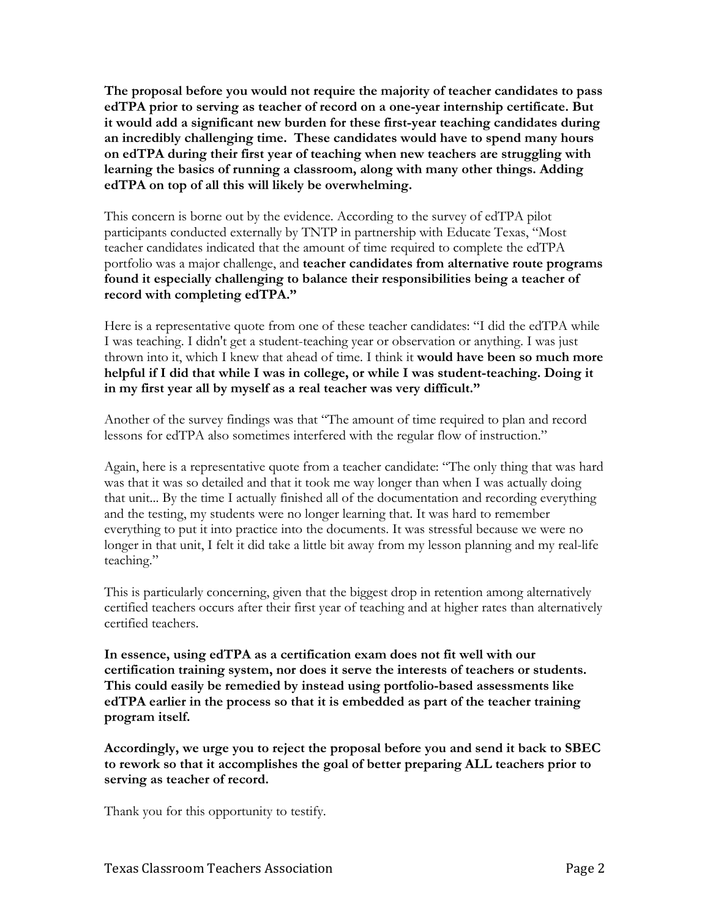**The proposal before you would not require the majority of teacher candidates to pass edTPA prior to serving as teacher of record on a one-year internship certificate. But it would add a significant new burden for these first-year teaching candidates during an incredibly challenging time. These candidates would have to spend many hours on edTPA during their first year of teaching when new teachers are struggling with learning the basics of running a classroom, along with many other things. Adding edTPA on top of all this will likely be overwhelming.**

This concern is borne out by the evidence. According to the survey of edTPA pilot participants conducted externally by TNTP in partnership with Educate Texas, "Most teacher candidates indicated that the amount of time required to complete the edTPA portfolio was a major challenge, and **teacher candidates from alternative route programs found it especially challenging to balance their responsibilities being a teacher of record with completing edTPA."**

Here is a representative quote from one of these teacher candidates: "I did the edTPA while I was teaching. I didn't get a student-teaching year or observation or anything. I was just thrown into it, which I knew that ahead of time. I think it **would have been so much more helpful if I did that while I was in college, or while I was student-teaching. Doing it in my first year all by myself as a real teacher was very difficult."**

Another of the survey findings was that "The amount of time required to plan and record lessons for edTPA also sometimes interfered with the regular flow of instruction."

Again, here is a representative quote from a teacher candidate: "The only thing that was hard was that it was so detailed and that it took me way longer than when I was actually doing that unit... By the time I actually finished all of the documentation and recording everything and the testing, my students were no longer learning that. It was hard to remember everything to put it into practice into the documents. It was stressful because we were no longer in that unit, I felt it did take a little bit away from my lesson planning and my real-life teaching."

This is particularly concerning, given that the biggest drop in retention among alternatively certified teachers occurs after their first year of teaching and at higher rates than alternatively certified teachers.

**In essence, using edTPA as a certification exam does not fit well with our certification training system, nor does it serve the interests of teachers or students. This could easily be remedied by instead using portfolio-based assessments like edTPA earlier in the process so that it is embedded as part of the teacher training program itself.**

**Accordingly, we urge you to reject the proposal before you and send it back to SBEC to rework so that it accomplishes the goal of better preparing ALL teachers prior to serving as teacher of record.**

Thank you for this opportunity to testify.